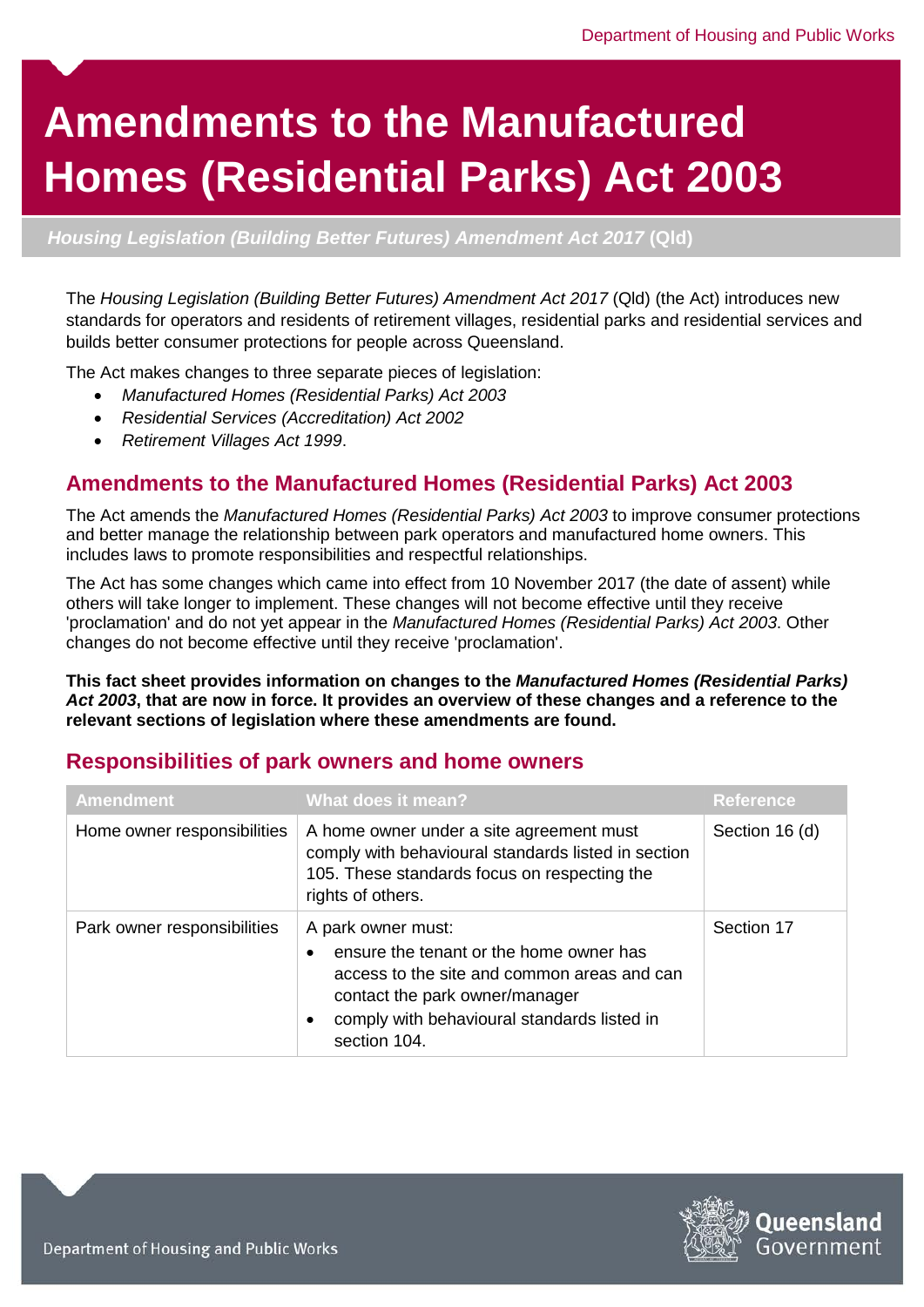# Amendments to the Manufactured Homes (Residential Parks) Act 2003

***Housing Legislation (Building Better Futures) Amendment Act 2017* (Qld)**

The *Housing Legislation (Building Better Futures) Amendment Act 2017* (Qld) (the Act) introduces new standards for operators and residents of retirement villages, residential parks and residential services and builds better consumer protections for people across Queensland.

The Act makes changes to three separate pieces of legislation:

- *Manufactured Homes (Residential Parks) Act 2003*
- *Residential Services (Accreditation) Act 2002*
- *Retirement Villages Act 1999*.

## Amendments to the Manufactured Homes (Residential Parks) Act 2003

The Act amends the *Manufactured Homes (Residential Parks) Act 2003* to improve consumer protections and better manage the relationship between park operators and manufactured home owners. This includes laws to promote responsibilities and respectful relationships.

The Act has some changes which came into effect from 10 November 2017 (the date of assent) while others will take longer to implement. These changes will not become effective until they receive 'proclamation' and do not yet appear in the *Manufactured Homes (Residential Parks) Act 2003*. Other changes do not become effective until they receive 'proclamation'.

**This fact sheet provides information on changes to the *Manufactured Homes (Residential Parks) Act 2003*, that are now in force. It provides an overview of these changes and a reference to the relevant sections of legislation where these amendments are found.**

## Responsibilities of park owners and home owners

| Amendment | What does it mean? | Reference |
| --- | --- | --- |
| Home owner responsibilities | A home owner under a site agreement must comply with behavioural standards listed in section 105. These standards focus on respecting the rights of others. | Section 16 (d) |
| Park owner responsibilities | A park owner must:<br>• ensure the tenant or the home owner has access to the site and common areas and can contact the park owner/manager<br>• comply with behavioural standards listed in section 104. | Section 17 |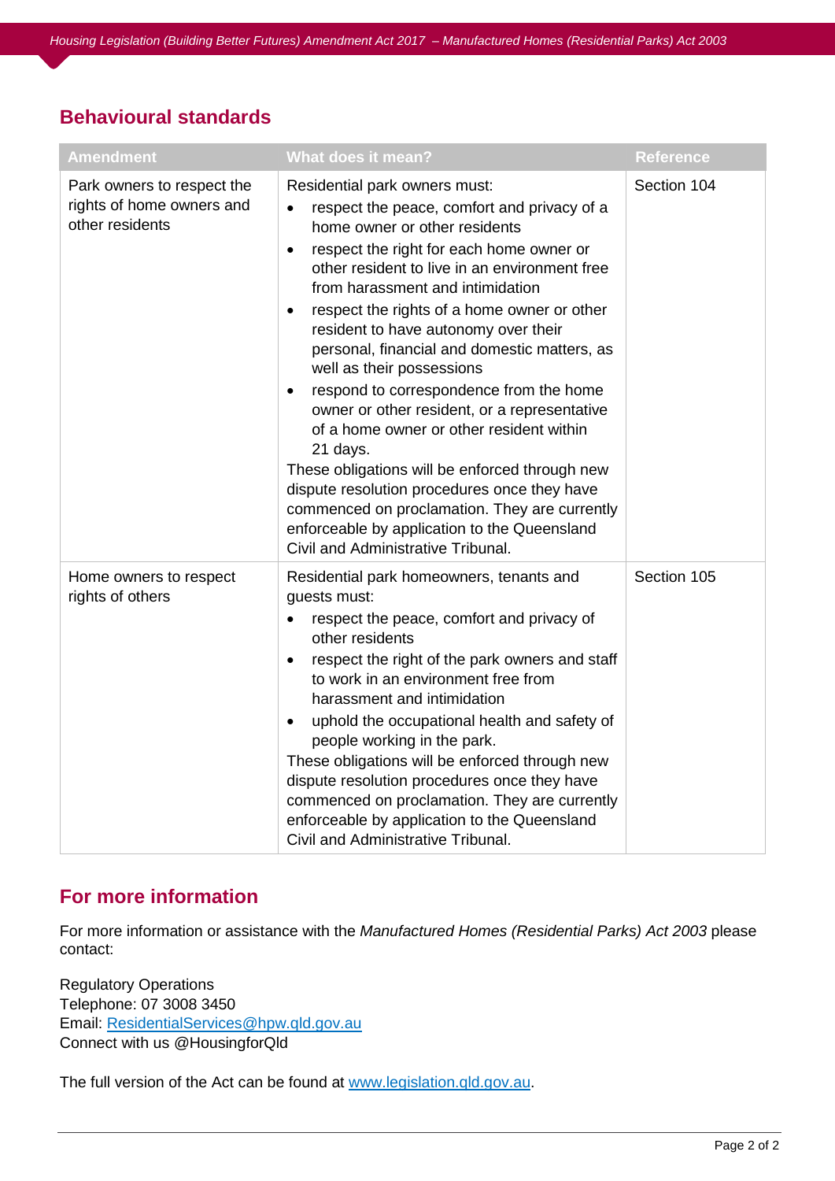## Behavioural standards

| Amendment | What does it mean? | Reference |
|---|---|---|
| Park owners to respect the rights of home owners and other residents | Residential park owners must:<br>• respect the peace, comfort and privacy of a home owner or other residents<br>• respect the right for each home owner or other resident to live in an environment free from harassment and intimidation<br>• respect the rights of a home owner or other resident to have autonomy over their personal, financial and domestic matters, as well as their possessions<br>• respond to correspondence from the home owner or other resident, or a representative of a home owner or other resident within 21 days.<br>These obligations will be enforced through new dispute resolution procedures once they have commenced on proclamation. They are currently enforceable by application to the Queensland Civil and Administrative Tribunal. | Section 104 |
| Home owners to respect rights of others | Residential park homeowners, tenants and guests must:<br>• respect the peace, comfort and privacy of other residents<br>• respect the right of the park owners and staff to work in an environment free from harassment and intimidation<br>• uphold the occupational health and safety of people working in the park.<br>These obligations will be enforced through new dispute resolution procedures once they have commenced on proclamation. They are currently enforceable by application to the Queensland Civil and Administrative Tribunal. | Section 105 |

## For more information

For more information or assistance with the *Manufactured Homes (Residential Parks) Act 2003* please contact:

Regulatory Operations
Telephone: 07 3008 3450
Email: ResidentialServices@hpw.qld.gov.au
Connect with us @HousingforQld

The full version of the Act can be found at www.legislation.qld.gov.au.